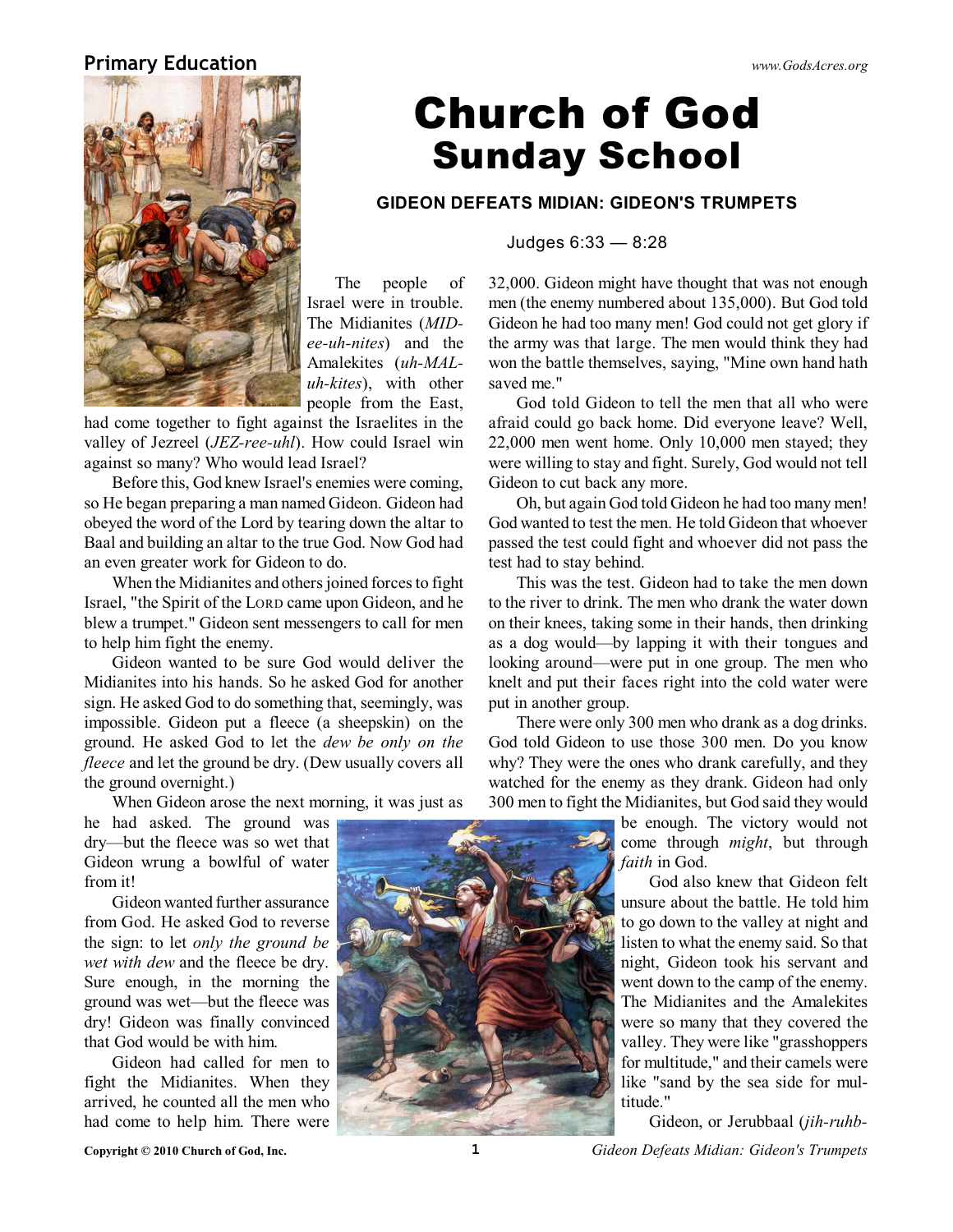Primary Education

# Church of God Sunday School

## GIDEON DEFEATS MIDIAN: GIDEON'S TRUMPETS

Judges 6:33 — 8:28

The people of Israel were in trouble. The Midianites (*MID-ee-uh-nites*) and the Amalekites (*uh-MAL-uh-kites*), with other people from the East, had come together to fight against the Israelites in the valley of Jezreel (*JEZ-ree-uhl*). How could Israel win against so many? Who would lead Israel?

Before this, God knew Israel's enemies were coming, so He began preparing a man named Gideon. Gideon had obeyed the word of the Lord by tearing down the altar to Baal and building an altar to the true God. Now God had an even greater work for Gideon to do.

When the Midianites and others joined forces to fight Israel, "the Spirit of the LORD came upon Gideon, and he blew a trumpet." Gideon sent messengers to call for men to help him fight the enemy.

Gideon wanted to be sure God would deliver the Midianites into his hands. So he asked God for another sign. He asked God to do something that, seemingly, was impossible. Gideon put a fleece (a sheepskin) on the ground. He asked God to let the *dew be only on the fleece* and let the ground be dry. (Dew usually covers all the ground overnight.)

When Gideon arose the next morning, it was just as he had asked. The ground was dry—but the fleece was so wet that Gideon wrung a bowlful of water from it!

Gideon wanted further assurance from God. He asked God to reverse the sign: to let *only the ground be wet with dew* and the fleece be dry. Sure enough, in the morning the ground was wet—but the fleece was dry! Gideon was finally convinced that God would be with him.

Gideon had called for men to fight the Midianites. When they arrived, he counted all the men who had come to help him. There were 32,000. Gideon might have thought that was not enough men (the enemy numbered about 135,000). But God told Gideon he had too many men! God could not get glory if the army was that large. The men would think they had won the battle themselves, saying, "Mine own hand hath saved me."

God told Gideon to tell the men that all who were afraid could go back home. Did everyone leave? Well, 22,000 men went home. Only 10,000 men stayed; they were willing to stay and fight. Surely, God would not tell Gideon to cut back any more.

Oh, but again God told Gideon he had too many men! God wanted to test the men. He told Gideon that whoever passed the test could fight and whoever did not pass the test had to stay behind.

This was the test. Gideon had to take the men down to the river to drink. The men who drank the water down on their knees, taking some in their hands, then drinking as a dog would—by lapping it with their tongues and looking around—were put in one group. The men who knelt and put their faces right into the cold water were put in another group.

There were only 300 men who drank as a dog drinks. God told Gideon to use those 300 men. Do you know why? They were the ones who drank carefully, and they watched for the enemy as they drank. Gideon had only 300 men to fight the Midianites, but God said they would be enough. The victory would not come through *might*, but through *faith* in God.

God also knew that Gideon felt unsure about the battle. He told him to go down to the valley at night and listen to what the enemy said. So that night, Gideon took his servant and went down to the camp of the enemy. The Midianites and the Amalekites were so many that they covered the valley. They were like "grasshoppers for multitude," and their camels were like "sand by the sea side for multitude."

Gideon, or Jerubbaal (*jih-ruhb-*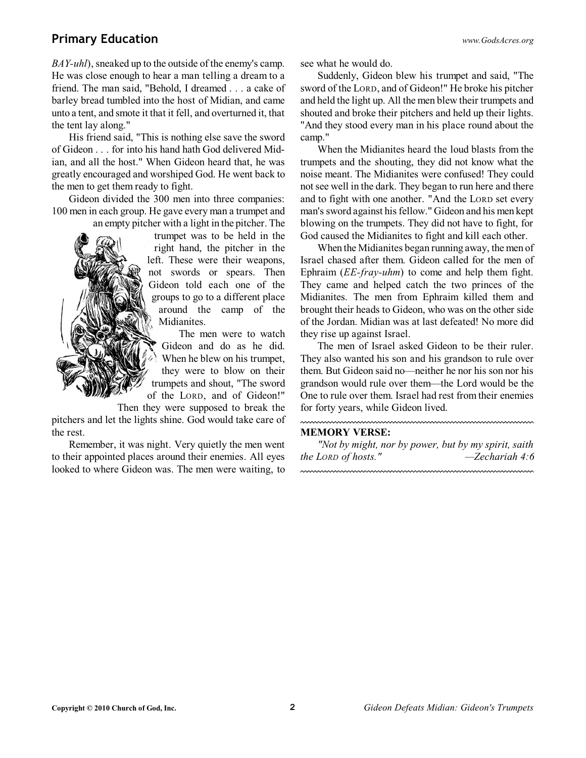*BAY-uhl*), sneaked up to the outside of the enemy's camp. He was close enough to hear a man telling a dream to a friend. The man said, "Behold, I dreamed . . . a cake of barley bread tumbled into the host of Midian, and came unto a tent, and smote it that it fell, and overturned it, that the tent lay along."

His friend said, "This is nothing else save the sword of Gideon . . . for into his hand hath God delivered Midian, and all the host." When Gideon heard that, he was greatly encouraged and worshiped God. He went back to the men to get them ready to fight.

Gideon divided the 300 men into three companies: 100 men in each group. He gave every man a trumpet and an empty pitcher with a light in the pitcher. The trumpet was to be held in the right hand, the pitcher in the left. These were their weapons, not swords or spears. Then Gideon told each one of the groups to go to a different place around the camp of the Midianites.

The men were to watch Gideon and do as he did. When he blew on his trumpet, they were to blow on their trumpets and shout, "The sword of the LORD, and of Gideon!" Then they were supposed to break the pitchers and let the lights shine. God would take care of the rest.

Remember, it was night. Very quietly the men went to their appointed places around their enemies. All eyes looked to where Gideon was. The men were waiting, to see what he would do.

Suddenly, Gideon blew his trumpet and said, "The sword of the LORD, and of Gideon!" He broke his pitcher and held the light up. All the men blew their trumpets and shouted and broke their pitchers and held up their lights. "And they stood every man in his place round about the camp."

When the Midianites heard the loud blasts from the trumpets and the shouting, they did not know what the noise meant. The Midianites were confused! They could not see well in the dark. They began to run here and there and to fight with one another. "And the LORD set every man's sword against his fellow." Gideon and his men kept blowing on the trumpets. They did not have to fight, for God caused the Midianites to fight and kill each other.

When the Midianites began running away, the men of Israel chased after them. Gideon called for the men of Ephraim (*EE-fray-uhm*) to come and help them fight. They came and helped catch the two princes of the Midianites. The men from Ephraim killed them and brought their heads to Gideon, who was on the other side of the Jordan. Midian was at last defeated! No more did they rise up against Israel.

The men of Israel asked Gideon to be their ruler. They also wanted his son and his grandson to rule over them. But Gideon said no—neither he nor his son nor his grandson would rule over them—the Lord would be the One to rule over them. Israel had rest from their enemies for forty years, while Gideon lived.

**MEMORY VERSE:**

*"Not by might, nor by power, but by my spirit, saith the LORD of hosts."* —*Zechariah 4:6*